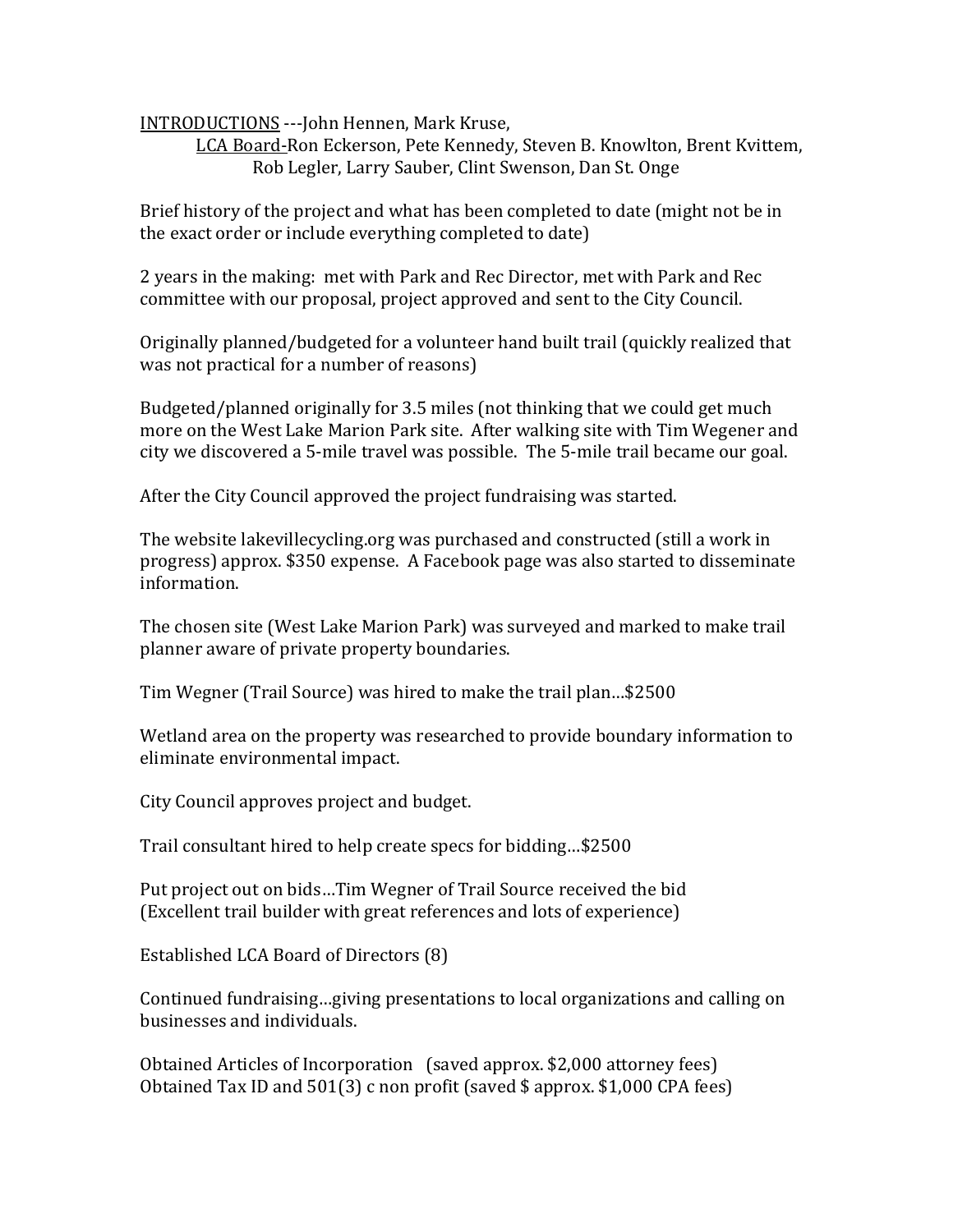<u>INTRODUCTIONS</u> ---John Hennen, Mark Kruse,

<u>LCA Board</u>-Ron Eckerson, Pete Kennedy, Steven B. Knowlton, Brent Kvittem, Rob Legler, Larry Sauber, Clint Swenson, Dan St. Onge

Brief history of the project and what has been completed to date (might not be in the exact order or include everything completed to date)

2 years in the making: met with Park and Rec Director, met with Park and Rec committee with our proposal, project approved and sent to the City Council.

Originally planned/budgeted for a volunteer hand built trail (quickly realized that was not practical for a number of reasons)

Budgeted/planned originally for 3.5 miles (not thinking that we could get much more on the West Lake Marion Park site. After walking site with Tim Wegener and city we discovered a 5-mile travel was possible. The 5-mile trail became our goal.

After the City Council approved the project fundraising was started.

The website lakevillecycling.org was purchased and constructed (still a work in progress) approx. $350 expense. A Facebook page was also started to disseminate information.

The chosen site (West Lake Marion Park) was surveyed and marked to make trail planner aware of private property boundaries.

Tim Wegner (Trail Source) was hired to make the trail plan…$2500

Wetland area on the property was researched to provide boundary information to eliminate environmental impact.

City Council approves project and budget.

Trail consultant hired to help create specs for bidding…$2500

Put project out on bids…Tim Wegner of Trail Source received the bid (Excellent trail builder with great references and lots of experience)

Established LCA Board of Directors (8)

Continued fundraising…giving presentations to local organizations and calling on businesses and individuals.

Obtained Articles of Incorporation (saved approx. $2,000 attorney fees)
Obtained Tax ID and 501(3) c non profit (saved $ approx. $1,000 CPA fees)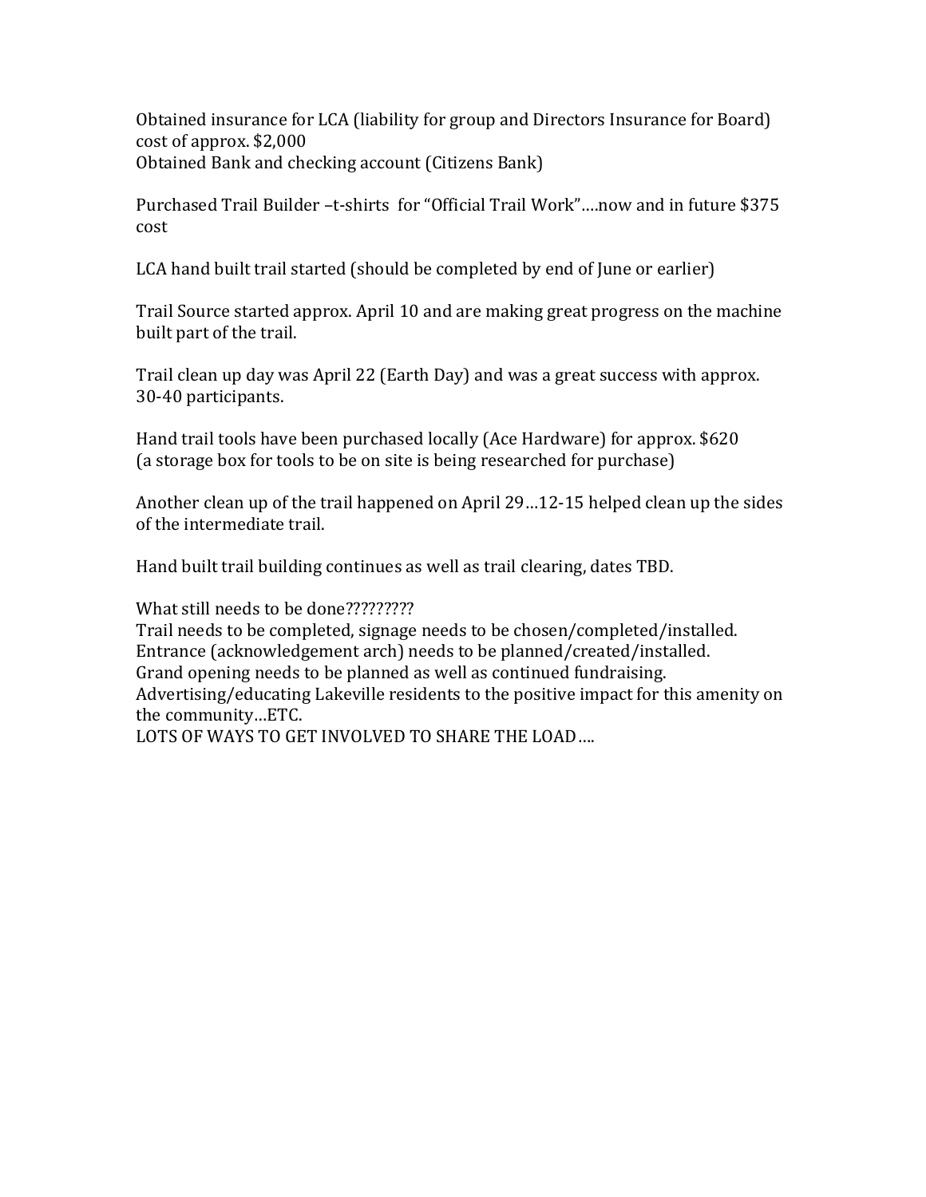Obtained insurance for LCA (liability for group and Directors Insurance for Board) cost of approx. $2,000
Obtained Bank and checking account (Citizens Bank)

Purchased Trail Builder –t-shirts for "Official Trail Work"….now and in future $375 cost

LCA hand built trail started (should be completed by end of June or earlier)

Trail Source started approx. April 10 and are making great progress on the machine built part of the trail.

Trail clean up day was April 22 (Earth Day) and was a great success with approx. 30-40 participants.

Hand trail tools have been purchased locally (Ace Hardware) for approx. $620
(a storage box for tools to be on site is being researched for purchase)

Another clean up of the trail happened on April 29…12-15 helped clean up the sides of the intermediate trail.

Hand built trail building continues as well as trail clearing, dates TBD.

What still needs to be done?????????
Trail needs to be completed, signage needs to be chosen/completed/installed.
Entrance (acknowledgement arch) needs to be planned/created/installed.
Grand opening needs to be planned as well as continued fundraising.
Advertising/educating Lakeville residents to the positive impact for this amenity on the community…ETC.
LOTS OF WAYS TO GET INVOLVED TO SHARE THE LOAD….